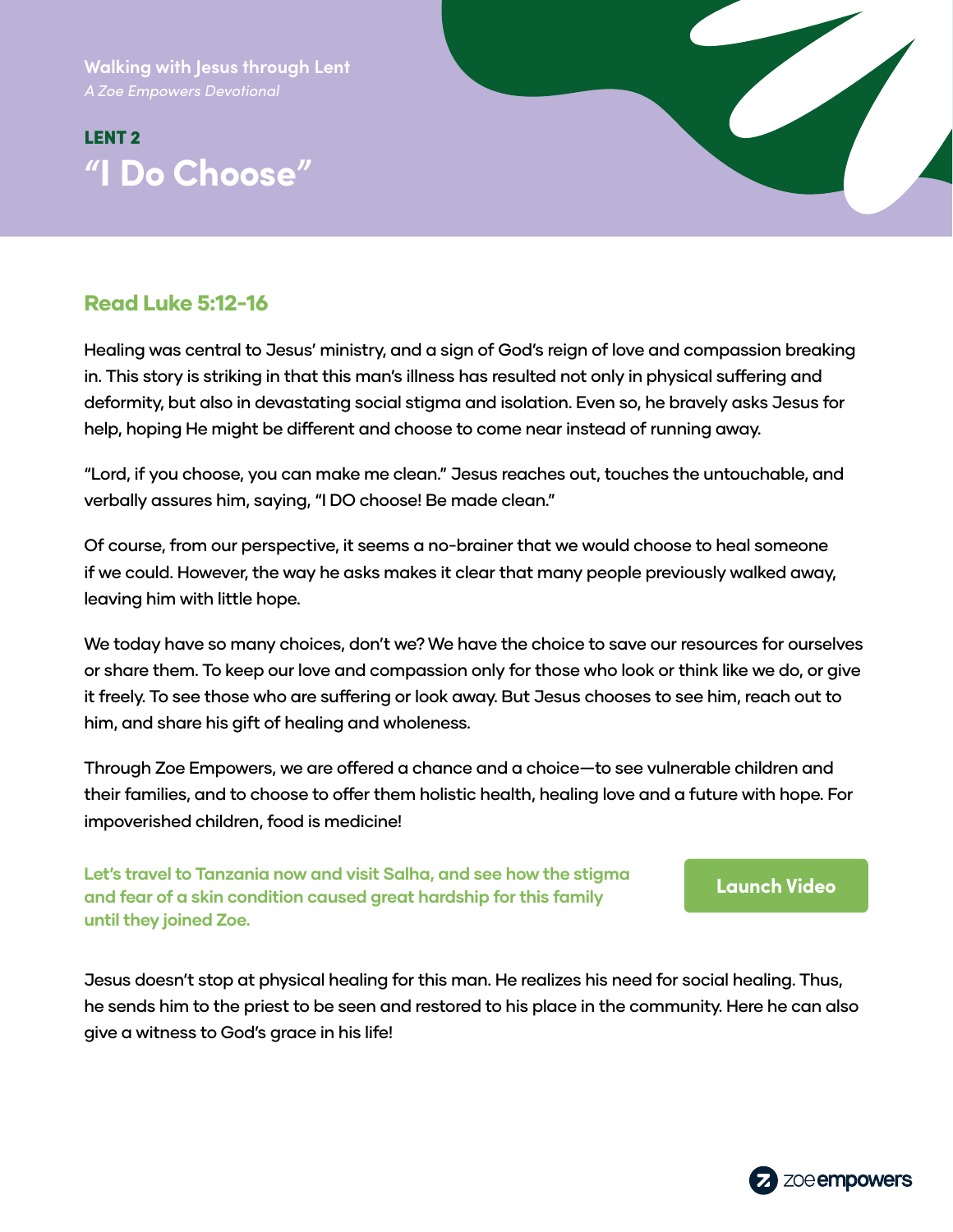Walking with Jesus through Lent

*A Zoe Empowers Devotional*

## LENT 2

# "I Do Choose"

### Read Luke 5:12-16

Healing was central to Jesus' ministry, and a sign of God's reign of love and compassion breaking in. This story is striking in that this man's illness has resulted not only in physical suffering and deformity, but also in devastating social stigma and isolation. Even so, he bravely asks Jesus for help, hoping He might be different and choose to come near instead of running away.

"Lord, if you choose, you can make me clean." Jesus reaches out, touches the untouchable, and verbally assures him, saying, "I DO choose! Be made clean."

Of course, from our perspective, it seems a no-brainer that we would choose to heal someone if we could. However, the way he asks makes it clear that many people previously walked away, leaving him with little hope.

We today have so many choices, don't we? We have the choice to save our resources for ourselves or share them. To keep our love and compassion only for those who look or think like we do, or give it freely. To see those who are suffering or look away. But Jesus chooses to see him, reach out to him, and share his gift of healing and wholeness.

Through Zoe Empowers, we are offered a chance and a choice—to see vulnerable children and their families, and to choose to offer them holistic health, healing love and a future with hope. For impoverished children, food is medicine!

**Let's travel to Tanzania now and visit Salha, and see how the stigma and fear of a skin condition caused great hardship for this family until they joined Zoe.**

**Launch Video**

Jesus doesn't stop at physical healing for this man. He realizes his need for social healing. Thus, he sends him to the priest to be seen and restored to his place in the community. Here he can also give a witness to God's grace in his life!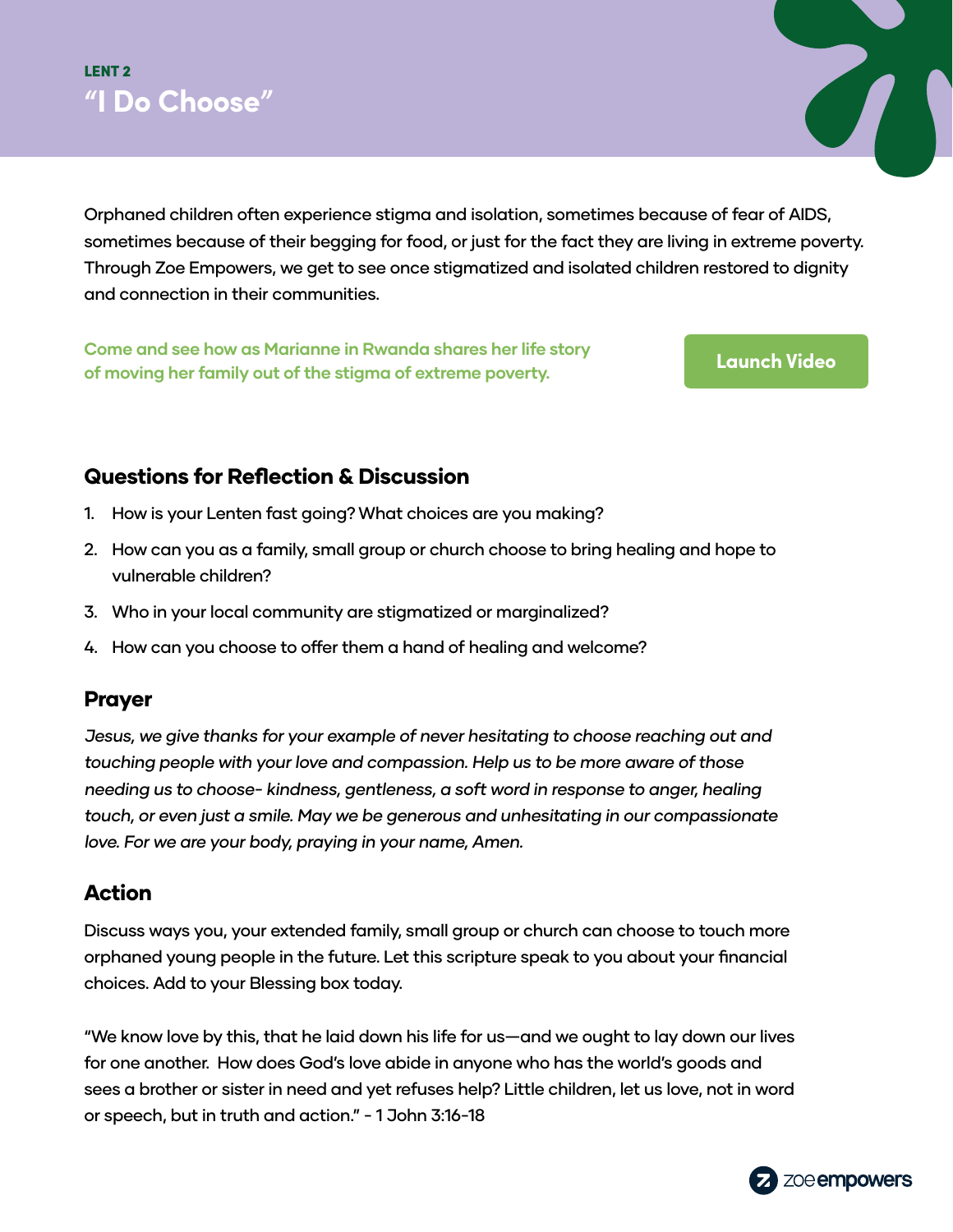LENT 2

# "I Do Choose"

Orphaned children often experience stigma and isolation, sometimes because of fear of AIDS, sometimes because of their begging for food, or just for the fact they are living in extreme poverty. Through Zoe Empowers, we get to see once stigmatized and isolated children restored to dignity and connection in their communities.

**Come and see how as Marianne in Rwanda shares her life story of moving her family out of the stigma of extreme poverty.**

Launch Video

## Questions for Reflection & Discussion

1. How is your Lenten fast going? What choices are you making?
2. How can you as a family, small group or church choose to bring healing and hope to vulnerable children?
3. Who in your local community are stigmatized or marginalized?
4. How can you choose to offer them a hand of healing and welcome?

## Prayer

*Jesus, we give thanks for your example of never hesitating to choose reaching out and touching people with your love and compassion. Help us to be more aware of those needing us to choose- kindness, gentleness, a soft word in response to anger, healing touch, or even just a smile. May we be generous and unhesitating in our compassionate love. For we are your body, praying in your name, Amen.*

## Action

Discuss ways you, your extended family, small group or church can choose to touch more orphaned young people in the future. Let this scripture speak to you about your financial choices. Add to your Blessing box today.

"We know love by this, that he laid down his life for us—and we ought to lay down our lives for one another. How does God's love abide in anyone who has the world's goods and sees a brother or sister in need and yet refuses help? Little children, let us love, not in word or speech, but in truth and action." - 1 John 3:16-18

zoeempowers